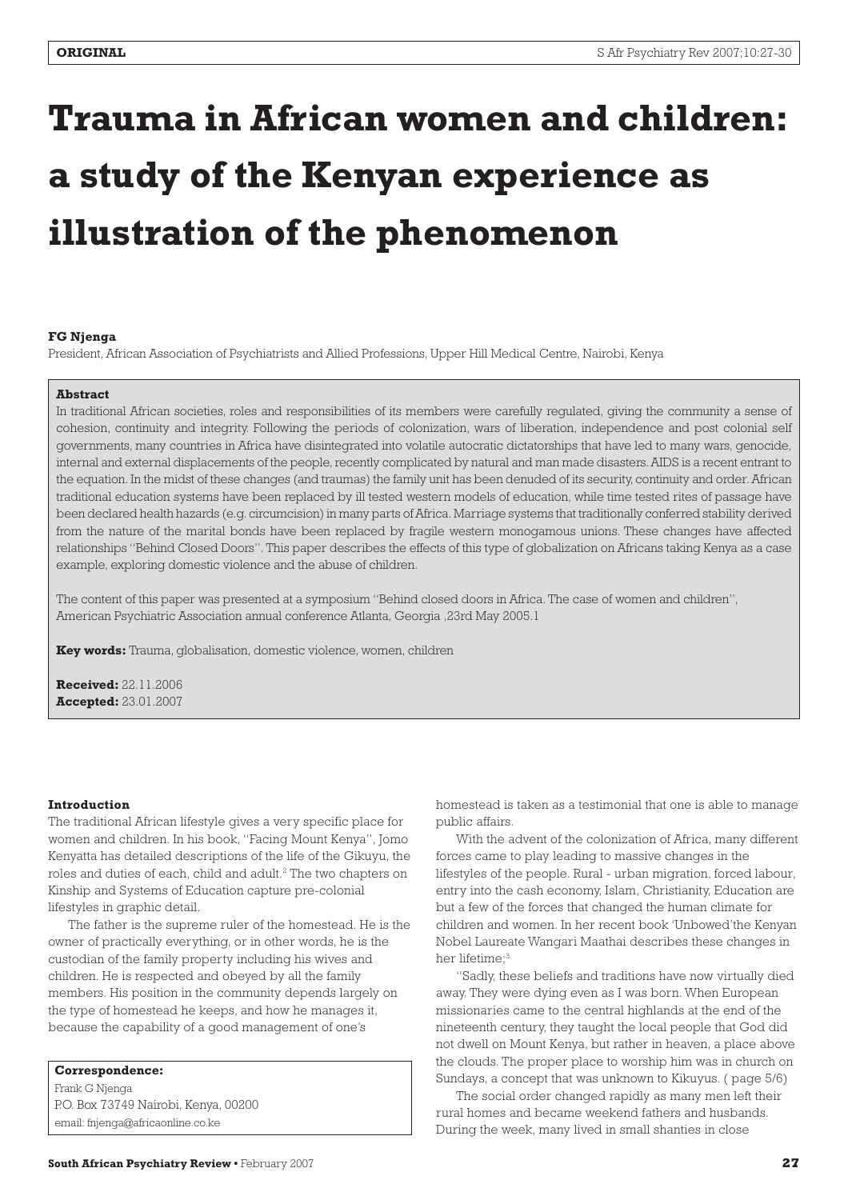ORIGINAL

# Trauma in African women and children: a study of the Kenyan experience as illustration of the phenomenon

**FG Njenga**

President, African Association of Psychiatrists and Allied Professions, Upper Hill Medical Centre, Nairobi, Kenya

**Abstract**

In traditional African societies, roles and responsibilities of its members were carefully regulated, giving the community a sense of cohesion, continuity and integrity. Following the periods of colonization, wars of liberation, independence and post colonial self governments, many countries in Africa have disintegrated into volatile autocratic dictatorships that have led to many wars, genocide, internal and external displacements of the people, recently complicated by natural and man made disasters. AIDS is a recent entrant to the equation. In the midst of these changes (and traumas) the family unit has been denuded of its security, continuity and order. African traditional education systems have been replaced by ill tested western models of education, while time tested rites of passage have been declared health hazards (e.g. circumcision) in many parts of Africa. Marriage systems that traditionally conferred stability derived from the nature of the marital bonds have been replaced by fragile western monogamous unions. These changes have affected relationships "Behind Closed Doors". This paper describes the effects of this type of globalization on Africans taking Kenya as a case example, exploring domestic violence and the abuse of children.

The content of this paper was presented at a symposium "Behind closed doors in Africa. The case of women and children", American Psychiatric Association annual conference Atlanta, Georgia ,23rd May 2005.1

**Key words:** Trauma, globalisation, domestic violence, women, children

**Received:** 22.11.2006
**Accepted:** 23.01.2007

**Correspondence:**
Frank G Njenga
P.O. Box 73749 Nairobi, Kenya, 00200
email: fnjenga@africaonline.co.ke

## Introduction

The traditional African lifestyle gives a very specific place for women and children. In his book, "Facing Mount Kenya", Jomo Kenyatta has detailed descriptions of the life of the Gikuyu, the roles and duties of each, child and adult.[2] The two chapters on Kinship and Systems of Education capture pre-colonial lifestyles in graphic detail.

The father is the supreme ruler of the homestead. He is the owner of practically everything, or in other words, he is the custodian of the family property including his wives and children. He is respected and obeyed by all the family members. His position in the community depends largely on the type of homestead he keeps, and how he manages it, because the capability of a good management of one's homestead is taken as a testimonial that one is able to manage public affairs.

With the advent of the colonization of Africa, many different forces came to play leading to massive changes in the lifestyles of the people. Rural - urban migration, forced labour, entry into the cash economy, Islam, Christianity, Education are but a few of the forces that changed the human climate for children and women. In her recent book 'Unbowed'the Kenyan Nobel Laureate Wangari Maathai describes these changes in her lifetime;[3]

"Sadly, these beliefs and traditions have now virtually died away. They were dying even as I was born. When European missionaries came to the central highlands at the end of the nineteenth century, they taught the local people that God did not dwell on Mount Kenya, but rather in heaven, a place above the clouds. The proper place to worship him was in church on Sundays, a concept that was unknown to Kikuyus. ( page 5/6)

The social order changed rapidly as many men left their rural homes and became weekend fathers and husbands. During the week, many lived in small shanties in close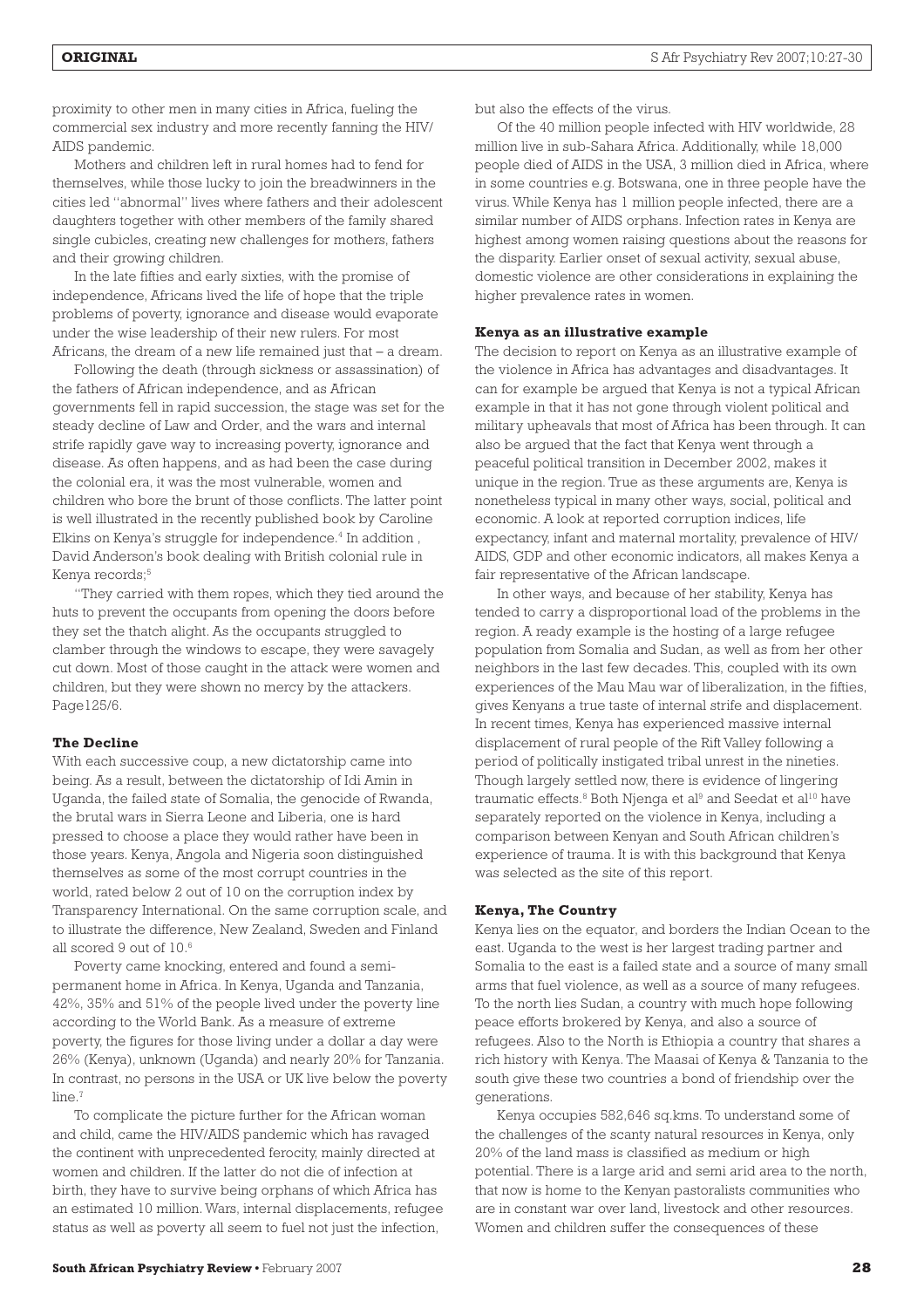proximity to other men in many cities in Africa, fueling the commercial sex industry and more recently fanning the HIV/AIDS pandemic.

Mothers and children left in rural homes had to fend for themselves, while those lucky to join the breadwinners in the cities led "abnormal" lives where fathers and their adolescent daughters together with other members of the family shared single cubicles, creating new challenges for mothers, fathers and their growing children.

In the late fifties and early sixties, with the promise of independence, Africans lived the life of hope that the triple problems of poverty, ignorance and disease would evaporate under the wise leadership of their new rulers. For most Africans, the dream of a new life remained just that – a dream.

Following the death (through sickness or assassination) of the fathers of African independence, and as African governments fell in rapid succession, the stage was set for the steady decline of Law and Order, and the wars and internal strife rapidly gave way to increasing poverty, ignorance and disease. As often happens, and as had been the case during the colonial era, it was the most vulnerable, women and children who bore the brunt of those conflicts. The latter point is well illustrated in the recently published book by Caroline Elkins on Kenya's struggle for independence.[4] In addition , David Anderson's book dealing with British colonial rule in Kenya records;[5]

"They carried with them ropes, which they tied around the huts to prevent the occupants from opening the doors before they set the thatch alight. As the occupants struggled to clamber through the windows to escape, they were savagely cut down. Most of those caught in the attack were women and children, but they were shown no mercy by the attackers. Page125/6.

### The Decline

With each successive coup, a new dictatorship came into being. As a result, between the dictatorship of Idi Amin in Uganda, the failed state of Somalia, the genocide of Rwanda, the brutal wars in Sierra Leone and Liberia, one is hard pressed to choose a place they would rather have been in those years. Kenya, Angola and Nigeria soon distinguished themselves as some of the most corrupt countries in the world, rated below 2 out of 10 on the corruption index by Transparency International. On the same corruption scale, and to illustrate the difference, New Zealand, Sweden and Finland all scored 9 out of 10.[6]

Poverty came knocking, entered and found a semi-permanent home in Africa. In Kenya, Uganda and Tanzania, 42%, 35% and 51% of the people lived under the poverty line according to the World Bank. As a measure of extreme poverty, the figures for those living under a dollar a day were 26% (Kenya), unknown (Uganda) and nearly 20% for Tanzania. In contrast, no persons in the USA or UK live below the poverty line.[7]

To complicate the picture further for the African woman and child, came the HIV/AIDS pandemic which has ravaged the continent with unprecedented ferocity, mainly directed at women and children. If the latter do not die of infection at birth, they have to survive being orphans of which Africa has an estimated 10 million. Wars, internal displacements, refugee status as well as poverty all seem to fuel not just the infection, but also the effects of the virus.

Of the 40 million people infected with HIV worldwide, 28 million live in sub-Sahara Africa. Additionally, while 18,000 people died of AIDS in the USA, 3 million died in Africa, where in some countries e.g. Botswana, one in three people have the virus. While Kenya has 1 million people infected, there are a similar number of AIDS orphans. Infection rates in Kenya are highest among women raising questions about the reasons for the disparity. Earlier onset of sexual activity, sexual abuse, domestic violence are other considerations in explaining the higher prevalence rates in women.

### Kenya as an illustrative example

The decision to report on Kenya as an illustrative example of the violence in Africa has advantages and disadvantages. It can for example be argued that Kenya is not a typical African example in that it has not gone through violent political and military upheavals that most of Africa has been through. It can also be argued that the fact that Kenya went through a peaceful political transition in December 2002, makes it unique in the region. True as these arguments are, Kenya is nonetheless typical in many other ways, social, political and economic. A look at reported corruption indices, life expectancy, infant and maternal mortality, prevalence of HIV/AIDS, GDP and other economic indicators, all makes Kenya a fair representative of the African landscape.

In other ways, and because of her stability, Kenya has tended to carry a disproportional load of the problems in the region. A ready example is the hosting of a large refugee population from Somalia and Sudan, as well as from her other neighbors in the last few decades. This, coupled with its own experiences of the Mau Mau war of liberalization, in the fifties, gives Kenyans a true taste of internal strife and displacement. In recent times, Kenya has experienced massive internal displacement of rural people of the Rift Valley following a period of politically instigated tribal unrest in the nineties. Though largely settled now, there is evidence of lingering traumatic effects.[8] Both Njenga et al[9] and Seedat et al[10] have separately reported on the violence in Kenya, including a comparison between Kenyan and South African children's experience of trauma. It is with this background that Kenya was selected as the site of this report.

### Kenya, The Country

Kenya lies on the equator, and borders the Indian Ocean to the east. Uganda to the west is her largest trading partner and Somalia to the east is a failed state and a source of many small arms that fuel violence, as well as a source of many refugees. To the north lies Sudan, a country with much hope following peace efforts brokered by Kenya, and also a source of refugees. Also to the North is Ethiopia a country that shares a rich history with Kenya. The Maasai of Kenya & Tanzania to the south give these two countries a bond of friendship over the generations.

Kenya occupies 582,646 sq.kms. To understand some of the challenges of the scanty natural resources in Kenya, only 20% of the land mass is classified as medium or high potential. There is a large arid and semi arid area to the north, that now is home to the Kenyan pastoralists communities who are in constant war over land, livestock and other resources. Women and children suffer the consequences of these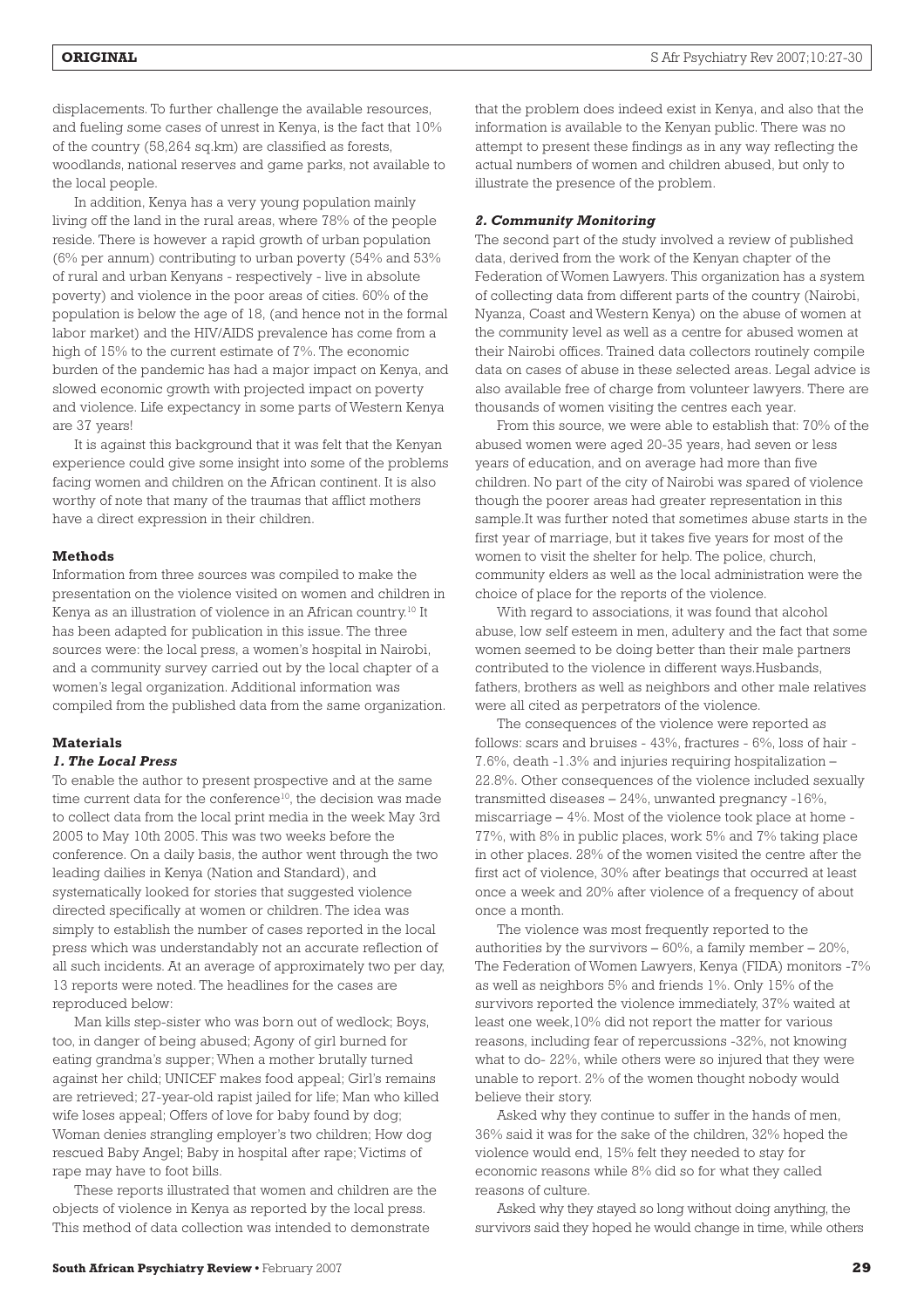displacements. To further challenge the available resources, and fueling some cases of unrest in Kenya, is the fact that 10% of the country (58,264 sq.km) are classified as forests, woodlands, national reserves and game parks, not available to the local people.

In addition, Kenya has a very young population mainly living off the land in the rural areas, where 78% of the people reside. There is however a rapid growth of urban population (6% per annum) contributing to urban poverty (54% and 53% of rural and urban Kenyans - respectively - live in absolute poverty) and violence in the poor areas of cities. 60% of the population is below the age of 18, (and hence not in the formal labor market) and the HIV/AIDS prevalence has come from a high of 15% to the current estimate of 7%. The economic burden of the pandemic has had a major impact on Kenya, and slowed economic growth with projected impact on poverty and violence. Life expectancy in some parts of Western Kenya are 37 years!

It is against this background that it was felt that the Kenyan experience could give some insight into some of the problems facing women and children on the African continent. It is also worthy of note that many of the traumas that afflict mothers have a direct expression in their children.

### Methods

Information from three sources was compiled to make the presentation on the violence visited on women and children in Kenya as an illustration of violence in an African country.[10] It has been adapted for publication in this issue. The three sources were: the local press, a women's hospital in Nairobi, and a community survey carried out by the local chapter of a women's legal organization. Additional information was compiled from the published data from the same organization.

### Materials

#### *1. The Local Press*

To enable the author to present prospective and at the same time current data for the conference[10], the decision was made to collect data from the local print media in the week May 3rd 2005 to May 10th 2005. This was two weeks before the conference. On a daily basis, the author went through the two leading dailies in Kenya (Nation and Standard), and systematically looked for stories that suggested violence directed specifically at women or children. The idea was simply to establish the number of cases reported in the local press which was understandably not an accurate reflection of all such incidents. At an average of approximately two per day, 13 reports were noted. The headlines for the cases are reproduced below:

Man kills step-sister who was born out of wedlock; Boys, too, in danger of being abused; Agony of girl burned for eating grandma's supper; When a mother brutally turned against her child; UNICEF makes food appeal; Girl's remains are retrieved; 27-year-old rapist jailed for life; Man who killed wife loses appeal; Offers of love for baby found by dog; Woman denies strangling employer's two children; How dog rescued Baby Angel; Baby in hospital after rape; Victims of rape may have to foot bills.

These reports illustrated that women and children are the objects of violence in Kenya as reported by the local press. This method of data collection was intended to demonstrate that the problem does indeed exist in Kenya, and also that the information is available to the Kenyan public. There was no attempt to present these findings as in any way reflecting the actual numbers of women and children abused, but only to illustrate the presence of the problem.

#### *2. Community Monitoring*

The second part of the study involved a review of published data, derived from the work of the Kenyan chapter of the Federation of Women Lawyers. This organization has a system of collecting data from different parts of the country (Nairobi, Nyanza, Coast and Western Kenya) on the abuse of women at the community level as well as a centre for abused women at their Nairobi offices. Trained data collectors routinely compile data on cases of abuse in these selected areas. Legal advice is also available free of charge from volunteer lawyers. There are thousands of women visiting the centres each year.

From this source, we were able to establish that: 70% of the abused women were aged 20-35 years, had seven or less years of education, and on average had more than five children. No part of the city of Nairobi was spared of violence though the poorer areas had greater representation in this sample.It was further noted that sometimes abuse starts in the first year of marriage, but it takes five years for most of the women to visit the shelter for help. The police, church, community elders as well as the local administration were the choice of place for the reports of the violence.

With regard to associations, it was found that alcohol abuse, low self esteem in men, adultery and the fact that some women seemed to be doing better than their male partners contributed to the violence in different ways.Husbands, fathers, brothers as well as neighbors and other male relatives were all cited as perpetrators of the violence.

The consequences of the violence were reported as follows: scars and bruises - 43%, fractures - 6%, loss of hair - 7.6%, death -1.3% and injuries requiring hospitalization – 22.8%. Other consequences of the violence included sexually transmitted diseases – 24%, unwanted pregnancy -16%, miscarriage – 4%. Most of the violence took place at home - 77%, with 8% in public places, work 5% and 7% taking place in other places. 28% of the women visited the centre after the first act of violence, 30% after beatings that occurred at least once a week and 20% after violence of a frequency of about once a month.

The violence was most frequently reported to the authorities by the survivors – 60%, a family member – 20%, The Federation of Women Lawyers, Kenya (FIDA) monitors -7% as well as neighbors 5% and friends 1%. Only 15% of the survivors reported the violence immediately, 37% waited at least one week,10% did not report the matter for various reasons, including fear of repercussions -32%, not knowing what to do- 22%, while others were so injured that they were unable to report. 2% of the women thought nobody would believe their story.

Asked why they continue to suffer in the hands of men, 36% said it was for the sake of the children, 32% hoped the violence would end, 15% felt they needed to stay for economic reasons while 8% did so for what they called reasons of culture.

Asked why they stayed so long without doing anything, the survivors said they hoped he would change in time, while others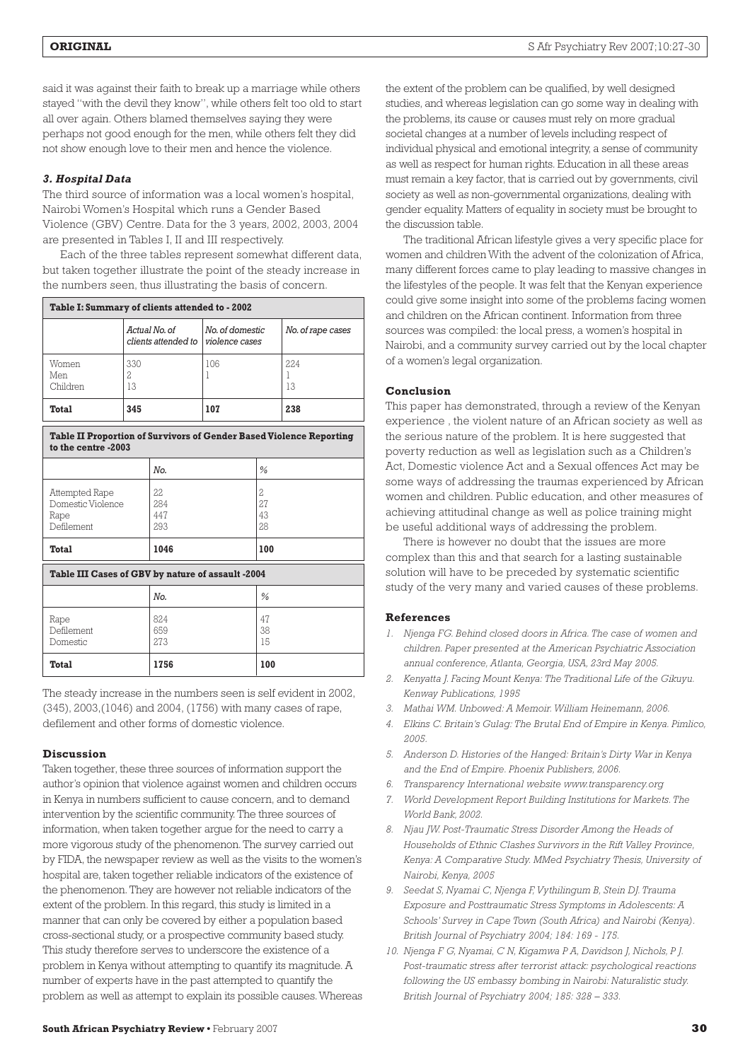said it was against their faith to break up a marriage while others stayed "with the devil they know", while others felt too old to start all over again. Others blamed themselves saying they were perhaps not good enough for the men, while others felt they did not show enough love to their men and hence the violence.

### *3. Hospital Data*

The third source of information was a local women's hospital, Nairobi Women's Hospital which runs a Gender Based Violence (GBV) Centre. Data for the 3 years, 2002, 2003, 2004 are presented in Tables I, II and III respectively.

Each of the three tables represent somewhat different data, but taken together illustrate the point of the steady increase in the numbers seen, thus illustrating the basis of concern.

**Table I: Summary of clients attended to - 2002**

| | *Actual No. of clients attended to* | *No. of domestic violence cases* | *No. of rape cases* |
|---|---|---|---|
| Women | 330 | 106 | 224 |
| Men | 2 | 1 | 1 |
| Children | 13 | | 13 |
| **Total** | **345** | **107** | **238** |

**Table II Proportion of Survivors of Gender Based Violence Reporting to the centre -2003**

| | *No.* | *%* |
|---|---|---|
| Attempted Rape | 22 | 2 |
| Domestic Violence | 284 | 27 |
| Rape | 447 | 43 |
| Defilement | 293 | 28 |
| **Total** | **1046** | **100** |

**Table III Cases of GBV by nature of assault -2004**

| | *No.* | *%* |
|---|---|---|
| Rape | 824 | 47 |
| Defilement | 659 | 38 |
| Domestic | 273 | 15 |
| **Total** | **1756** | **100** |

The steady increase in the numbers seen is self evident in 2002, (345), 2003,(1046) and 2004, (1756) with many cases of rape, defilement and other forms of domestic violence.

## Discussion

Taken together, these three sources of information support the author's opinion that violence against women and children occurs in Kenya in numbers sufficient to cause concern, and to demand intervention by the scientific community. The three sources of information, when taken together argue for the need to carry a more vigorous study of the phenomenon. The survey carried out by FIDA, the newspaper review as well as the visits to the women's hospital are, taken together reliable indicators of the existence of the phenomenon. They are however not reliable indicators of the extent of the problem. In this regard, this study is limited in a manner that can only be covered by either a population based cross-sectional study, or a prospective community based study. This study therefore serves to underscore the existence of a problem in Kenya without attempting to quantify its magnitude. A number of experts have in the past attempted to quantify the problem as well as attempt to explain its possible causes. Whereas the extent of the problem can be qualified, by well designed studies, and whereas legislation can go some way in dealing with the problems, its cause or causes must rely on more gradual societal changes at a number of levels including respect of individual physical and emotional integrity, a sense of community as well as respect for human rights. Education in all these areas must remain a key factor, that is carried out by governments, civil society as well as non-governmental organizations, dealing with gender equality. Matters of equality in society must be brought to the discussion table.

The traditional African lifestyle gives a very specific place for women and children With the advent of the colonization of Africa, many different forces came to play leading to massive changes in the lifestyles of the people. It was felt that the Kenyan experience could give some insight into some of the problems facing women and children on the African continent. Information from three sources was compiled: the local press, a women's hospital in Nairobi, and a community survey carried out by the local chapter of a women's legal organization.

## Conclusion

This paper has demonstrated, through a review of the Kenyan experience , the violent nature of an African society as well as the serious nature of the problem. It is here suggested that poverty reduction as well as legislation such as a Children's Act, Domestic violence Act and a Sexual offences Act may be some ways of addressing the traumas experienced by African women and children. Public education, and other measures of achieving attitudinal change as well as police training might be useful additional ways of addressing the problem.

There is however no doubt that the issues are more complex than this and that search for a lasting sustainable solution will have to be preceded by systematic scientific study of the very many and varied causes of these problems.

## References

1. *Njenga FG. Behind closed doors in Africa. The case of women and children. Paper presented at the American Psychiatric Association annual conference, Atlanta, Georgia, USA, 23rd May 2005.*
2. *Kenyatta J. Facing Mount Kenya: The Traditional Life of the Gikuyu. Kenway Publications, 1995*
3. *Mathai WM. Unbowed: A Memoir. William Heinemann, 2006.*
4. *Elkins C. Britain's Gulag: The Brutal End of Empire in Kenya. Pimlico, 2005.*
5. *Anderson D. Histories of the Hanged: Britain's Dirty War in Kenya and the End of Empire. Phoenix Publishers, 2006.*
6. *Transparency International website www.transparency.org*
7. *World Development Report Building Institutions for Markets. The World Bank, 2002.*
8. *Njau JW. Post-Traumatic Stress Disorder Among the Heads of Households of Ethnic Clashes Survivors in the Rift Valley Province, Kenya: A Comparative Study. MMed Psychiatry Thesis, University of Nairobi, Kenya, 2005*
9. *Seedat S, Nyamai C, Njenga F, Vythilingum B, Stein DJ. Trauma Exposure and Posttraumatic Stress Symptoms in Adolescents: A Schools' Survey in Cape Town (South Africa) and Nairobi (Kenya). British Journal of Psychiatry 2004; 184: 169 - 175.*
10. *Njenga F G, Nyamai, C N, Kigamwa P A, Davidson J, Nichols, P J. Post-traumatic stress after terrorist attack: psychological reactions following the US embassy bombing in Nairobi: Naturalistic study. British Journal of Psychiatry 2004; 185: 328 – 333.*